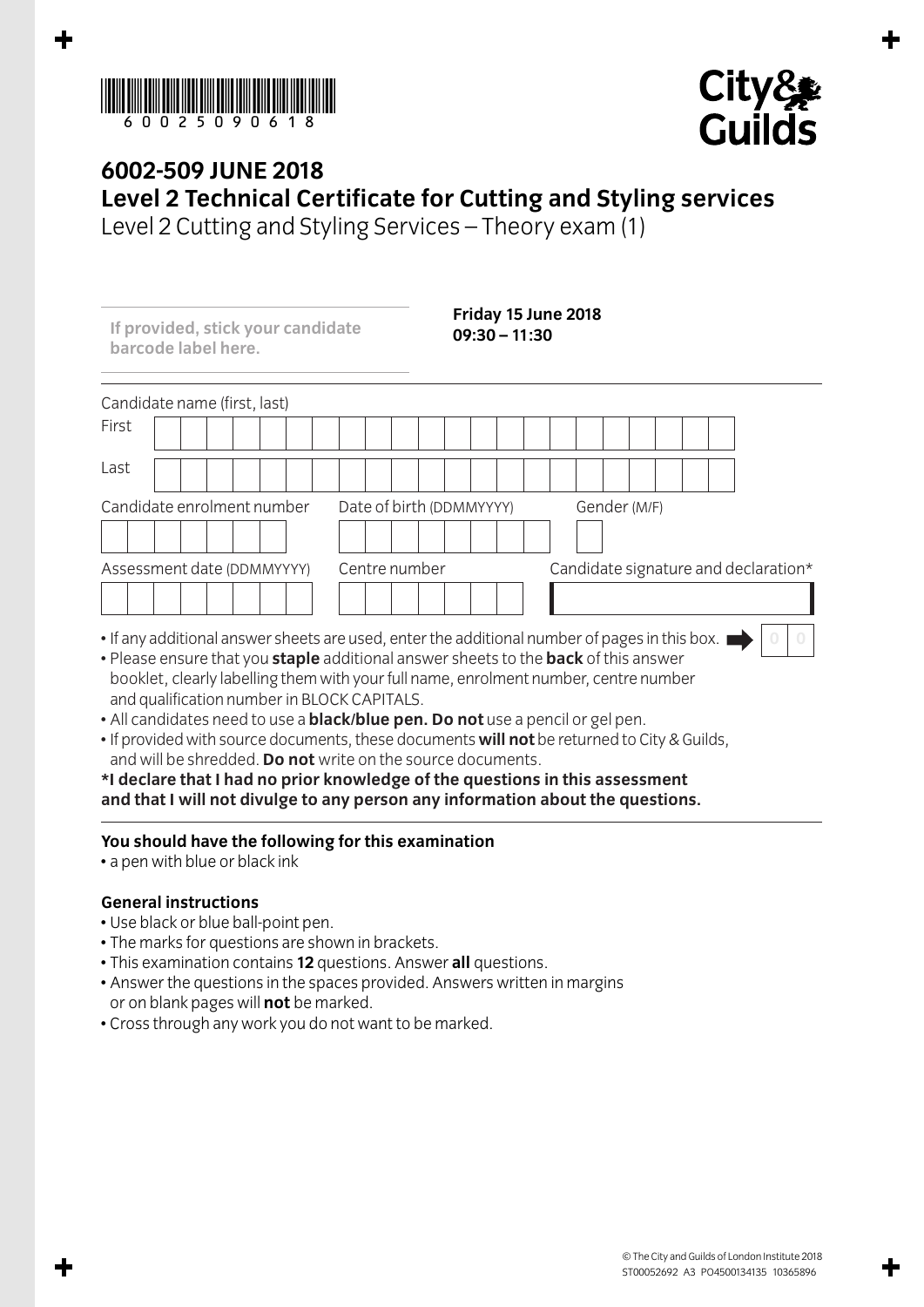6002509618

City & Guilds

# 6002-509 JUNE 2018
## Level 2 Technical Certificate for Cutting and Styling services
Level 2 Cutting and Styling Services – Theory exam (1)

**If provided, stick your candidate barcode label here.**

**Friday 15 June 2018**
**09:30 – 11:30**

Candidate name (first, last)

First

Last

Candidate enrolment number | Date of birth (DDMMYYYY) | Gender (M/F)

Assessment date (DDMMYYYY) | Centre number | Candidate signature and declaration*

- If any additional answer sheets are used, enter the additional number of pages in this box. 0 0
- Please ensure that you **staple** additional answer sheets to the **back** of this answer booklet, clearly labelling them with your full name, enrolment number, centre number and qualification number in BLOCK CAPITALS.
- All candidates need to use a **black/blue pen. Do not** use a pencil or gel pen.
- If provided with source documents, these documents **will not** be returned to City & Guilds, and will be shredded. **Do not** write on the source documents.

**\*I declare that I had no prior knowledge of the questions in this assessment and that I will not divulge to any person any information about the questions.**

**You should have the following for this examination**
- a pen with blue or black ink

**General instructions**
- Use black or blue ball-point pen.
- The marks for questions are shown in brackets.
- This examination contains **12** questions. Answer **all** questions.
- Answer the questions in the spaces provided. Answers written in margins or on blank pages will **not** be marked.
- Cross through any work you do not want to be marked.

© The City and Guilds of London Institute 2018
ST00052692 A3 PO4500134135 10365896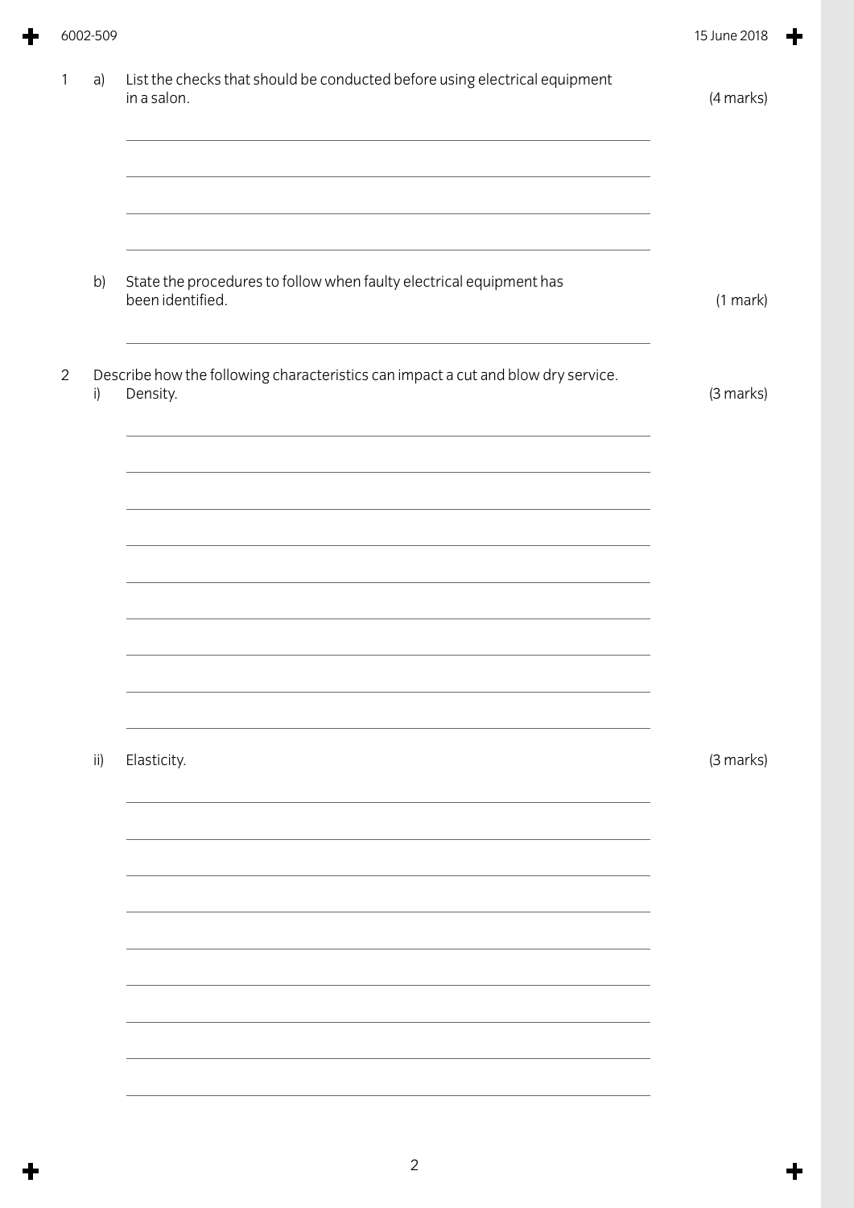1 a) List the checks that should be conducted before using electrical equipment in a salon. (4 marks)

b) State the procedures to follow when faulty electrical equipment has been identified. (1 mark)

2 Describe how the following characteristics can impact a cut and blow dry service.

i) Density. (3 marks)

ii) Elasticity. (3 marks)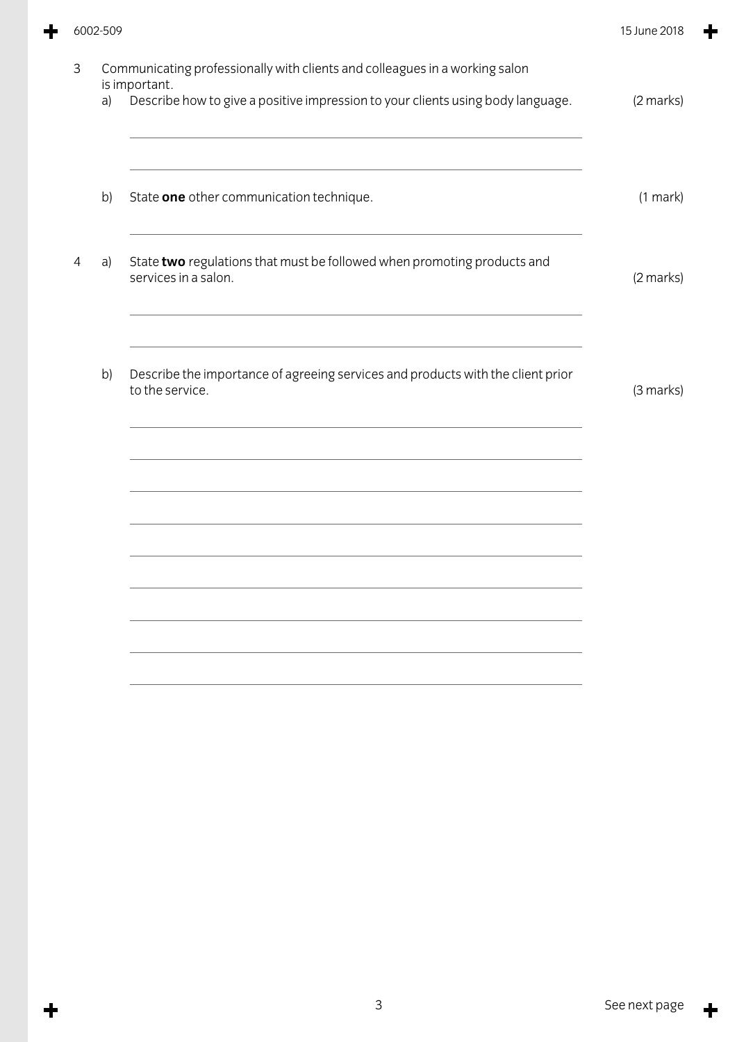3 Communicating professionally with clients and colleagues in a working salon is important.

a) Describe how to give a positive impression to your clients using body language. (2 marks)

b) State **one** other communication technique. (1 mark)

4 a) State **two** regulations that must be followed when promoting products and services in a salon. (2 marks)

b) Describe the importance of agreeing services and products with the client prior to the service. (3 marks)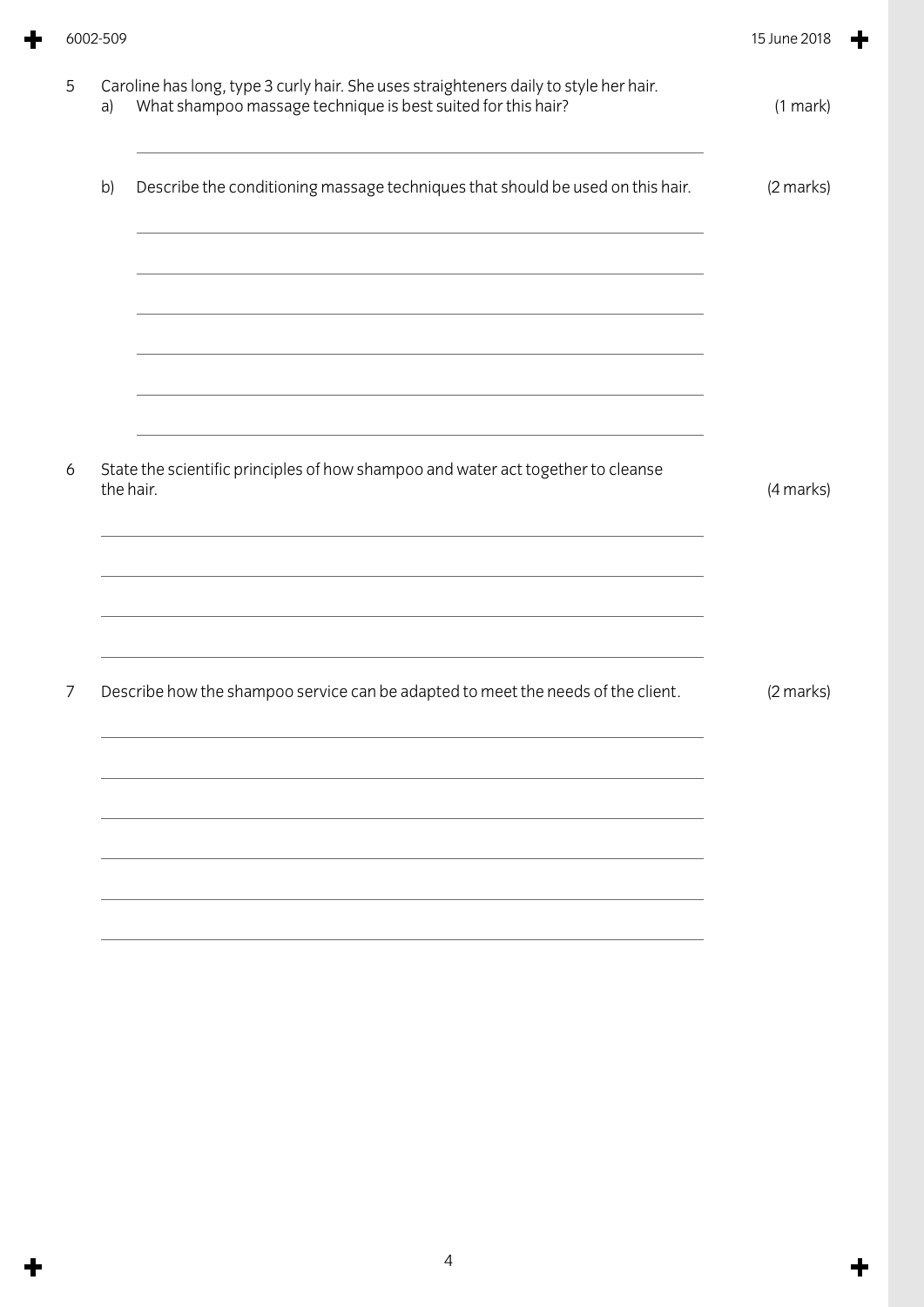5 Caroline has long, type 3 curly hair. She uses straighteners daily to style her hair.

a) What shampoo massage technique is best suited for this hair? (1 mark)

b) Describe the conditioning massage techniques that should be used on this hair. (2 marks)

6 State the scientific principles of how shampoo and water act together to cleanse the hair. (4 marks)

7 Describe how the shampoo service can be adapted to meet the needs of the client. (2 marks)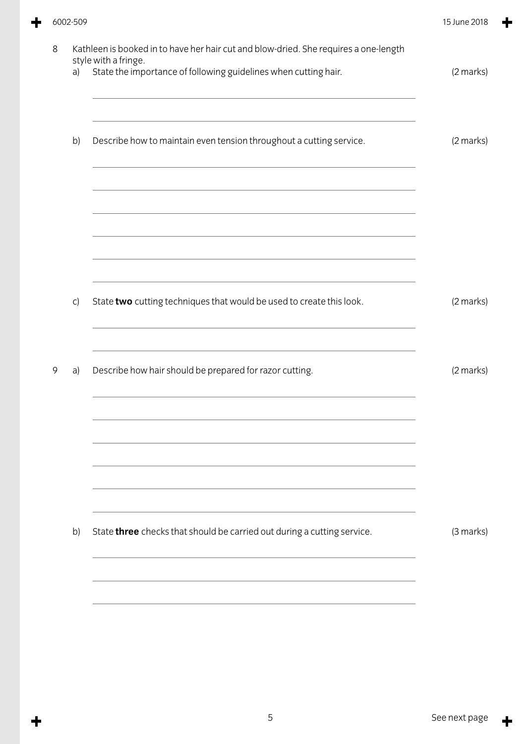8 Kathleen is booked in to have her hair cut and blow-dried. She requires a one-length style with a fringe.

a) State the importance of following guidelines when cutting hair. (2 marks)

b) Describe how to maintain even tension throughout a cutting service. (2 marks)

c) State **two** cutting techniques that would be used to create this look. (2 marks)

9 a) Describe how hair should be prepared for razor cutting. (2 marks)

b) State **three** checks that should be carried out during a cutting service. (3 marks)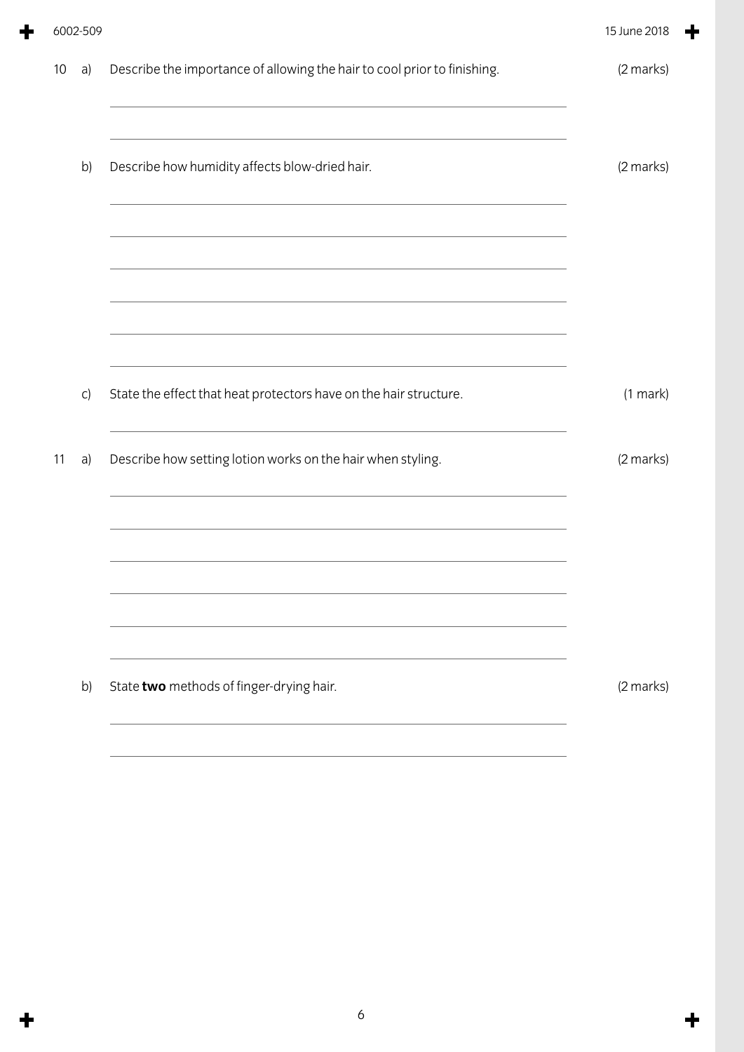10 a) Describe the importance of allowing the hair to cool prior to finishing. (2 marks)

b) Describe how humidity affects blow-dried hair. (2 marks)

c) State the effect that heat protectors have on the hair structure. (1 mark)

11 a) Describe how setting lotion works on the hair when styling. (2 marks)

b) State **two** methods of finger-drying hair. (2 marks)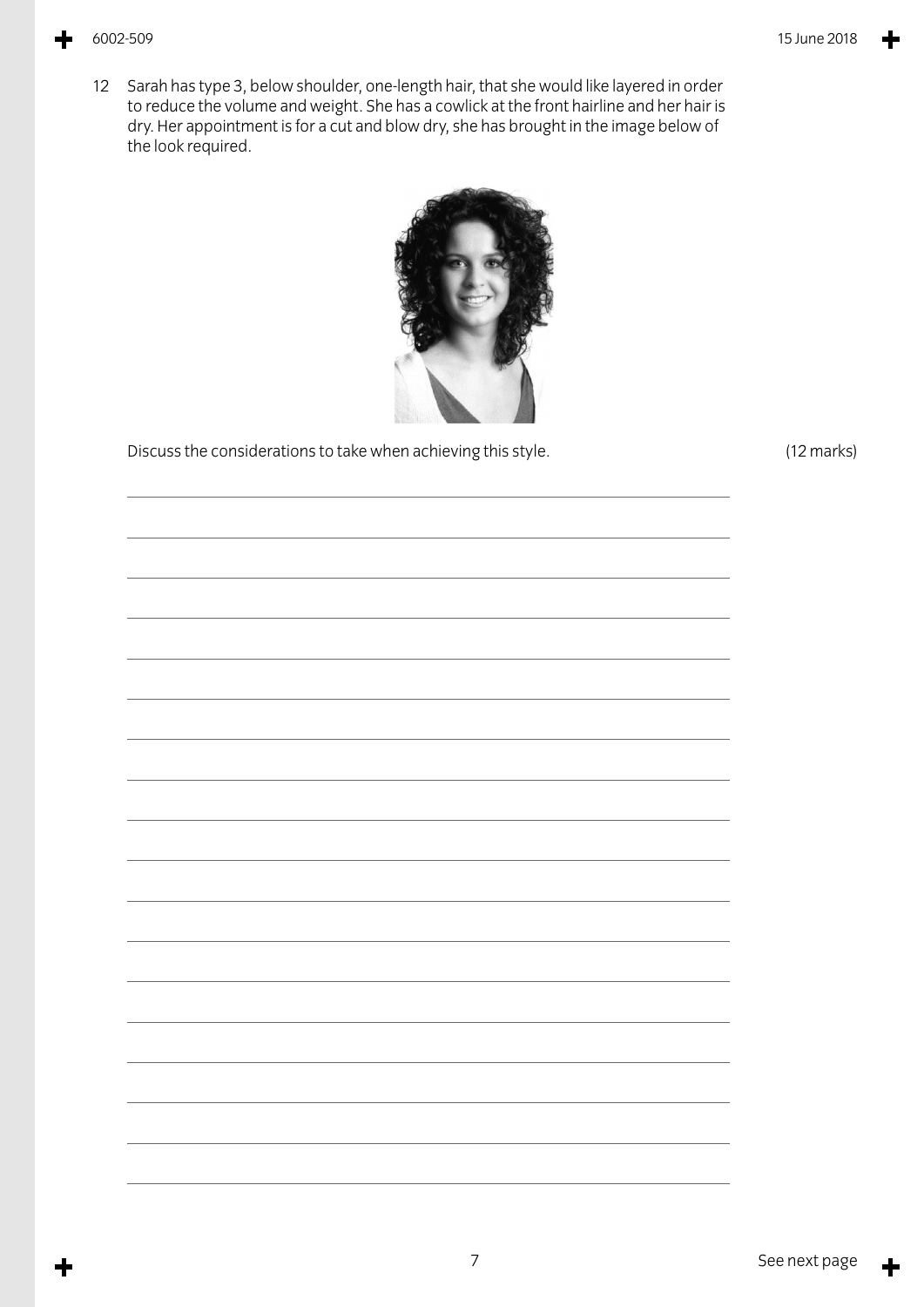12 Sarah has type 3, below shoulder, one-length hair, that she would like layered in order to reduce the volume and weight. She has a cowlick at the front hairline and her hair is dry. Her appointment is for a cut and blow dry, she has brought in the image below of the look required.

Discuss the considerations to take when achieving this style. (12 marks)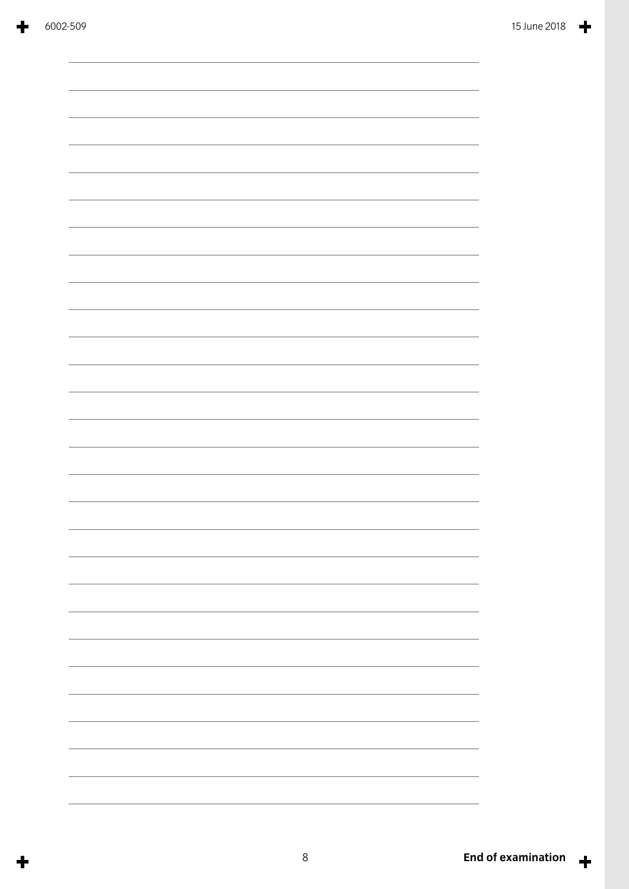**End of examination**